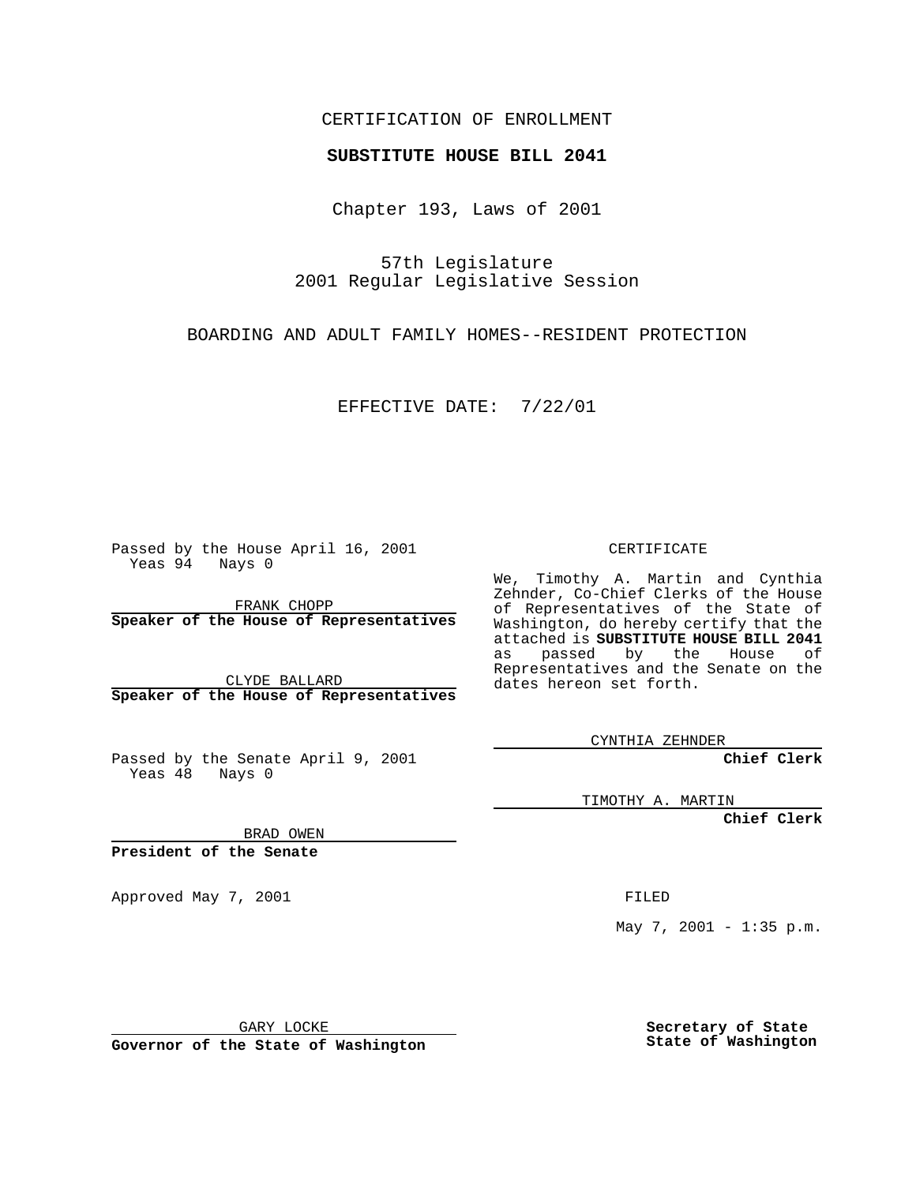CERTIFICATION OF ENROLLMENT

**SUBSTITUTE HOUSE BILL 2041**

Chapter 193, Laws of 2001

57th Legislature
2001 Regular Legislative Session

BOARDING AND ADULT FAMILY HOMES--RESIDENT PROTECTION

EFFECTIVE DATE: 7/22/01

Passed by the House April 16, 2001
Yeas 94 Nays 0

FRANK CHOPP
**Speaker of the House of Representatives**

CLYDE BALLARD
**Speaker of the House of Representatives**

Passed by the Senate April 9, 2001
Yeas 48 Nays 0

BRAD OWEN
**President of the Senate**

Approved May 7, 2001

GARY LOCKE
**Governor of the State of Washington**

CERTIFICATE

We, Timothy A. Martin and Cynthia Zehnder, Co-Chief Clerks of the House of Representatives of the State of Washington, do hereby certify that the attached is **SUBSTITUTE HOUSE BILL 2041** as passed by the House of Representatives and the Senate on the dates hereon set forth.

CYNTHIA ZEHNDER
**Chief Clerk**

TIMOTHY A. MARTIN
**Chief Clerk**

FILED

May 7, 2001 - 1:35 p.m.

**Secretary of State**
**State of Washington**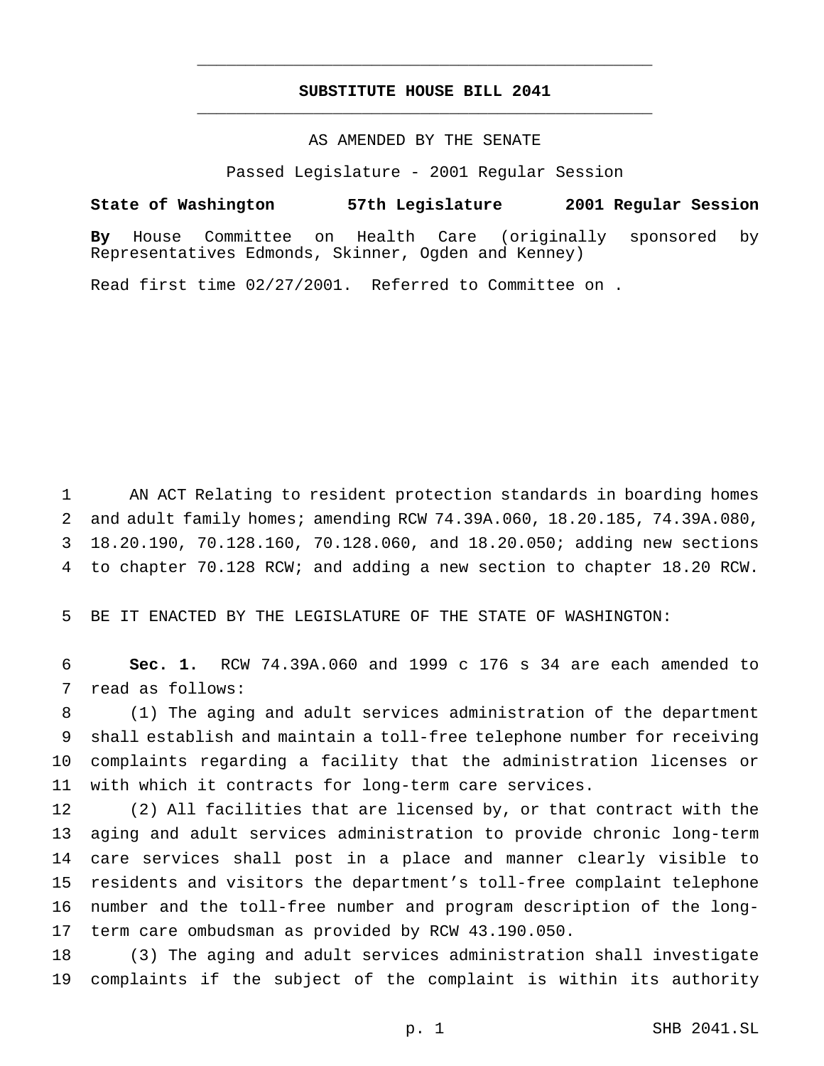# SUBSTITUTE HOUSE BILL 2041

AS AMENDED BY THE SENATE

Passed Legislature - 2001 Regular Session

**State of Washington 57th Legislature 2001 Regular Session**

**By** House Committee on Health Care (originally sponsored by Representatives Edmonds, Skinner, Ogden and Kenney)

Read first time 02/27/2001. Referred to Committee on .

AN ACT Relating to resident protection standards in boarding homes and adult family homes; amending RCW 74.39A.060, 18.20.185, 74.39A.080, 18.20.190, 70.128.160, 70.128.060, and 18.20.050; adding new sections to chapter 70.128 RCW; and adding a new section to chapter 18.20 RCW.

BE IT ENACTED BY THE LEGISLATURE OF THE STATE OF WASHINGTON:

**Sec. 1.** RCW 74.39A.060 and 1999 c 176 s 34 are each amended to read as follows:

(1) The aging and adult services administration of the department shall establish and maintain a toll-free telephone number for receiving complaints regarding a facility that the administration licenses or with which it contracts for long-term care services.

(2) All facilities that are licensed by, or that contract with the aging and adult services administration to provide chronic long-term care services shall post in a place and manner clearly visible to residents and visitors the department's toll-free complaint telephone number and the toll-free number and program description of the long-term care ombudsman as provided by RCW 43.190.050.

(3) The aging and adult services administration shall investigate complaints if the subject of the complaint is within its authority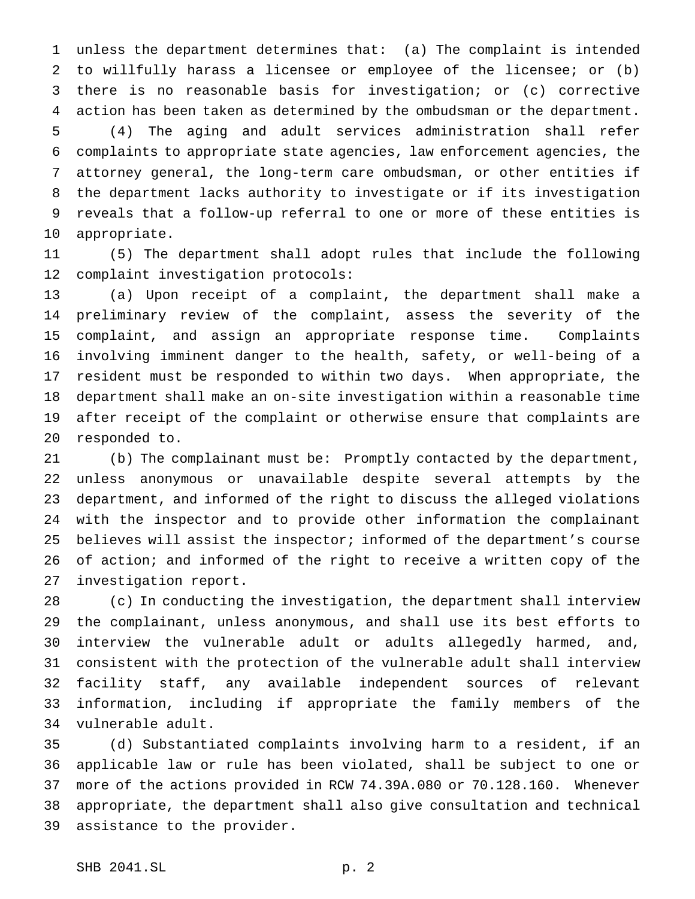unless the department determines that: (a) The complaint is intended to willfully harass a licensee or employee of the licensee; or (b) there is no reasonable basis for investigation; or (c) corrective action has been taken as determined by the ombudsman or the department.

(4) The aging and adult services administration shall refer complaints to appropriate state agencies, law enforcement agencies, the attorney general, the long-term care ombudsman, or other entities if the department lacks authority to investigate or if its investigation reveals that a follow-up referral to one or more of these entities is appropriate.

(5) The department shall adopt rules that include the following complaint investigation protocols:

(a) Upon receipt of a complaint, the department shall make a preliminary review of the complaint, assess the severity of the complaint, and assign an appropriate response time. Complaints involving imminent danger to the health, safety, or well-being of a resident must be responded to within two days. When appropriate, the department shall make an on-site investigation within a reasonable time after receipt of the complaint or otherwise ensure that complaints are responded to.

(b) The complainant must be: Promptly contacted by the department, unless anonymous or unavailable despite several attempts by the department, and informed of the right to discuss the alleged violations with the inspector and to provide other information the complainant believes will assist the inspector; informed of the department's course of action; and informed of the right to receive a written copy of the investigation report.

(c) In conducting the investigation, the department shall interview the complainant, unless anonymous, and shall use its best efforts to interview the vulnerable adult or adults allegedly harmed, and, consistent with the protection of the vulnerable adult shall interview facility staff, any available independent sources of relevant information, including if appropriate the family members of the vulnerable adult.

(d) Substantiated complaints involving harm to a resident, if an applicable law or rule has been violated, shall be subject to one or more of the actions provided in RCW 74.39A.080 or 70.128.160. Whenever appropriate, the department shall also give consultation and technical assistance to the provider.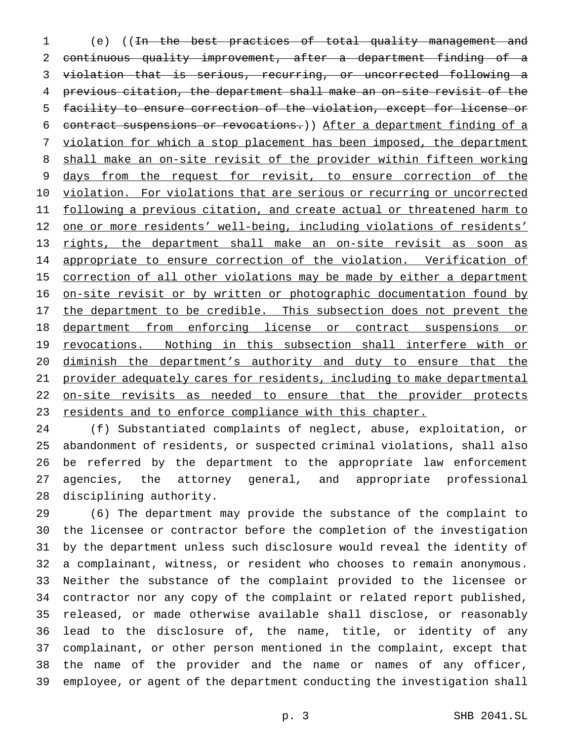(e) ((~~In the best practices of total quality management and continuous quality improvement, after a department finding of a violation that is serious, recurring, or uncorrected following a previous citation, the department shall make an on-site revisit of the facility to ensure correction of the violation, except for license or contract suspensions or revocations.~~)) After a department finding of a violation for which a stop placement has been imposed, the department shall make an on-site revisit of the provider within fifteen working days from the request for revisit, to ensure correction of the violation. For violations that are serious or recurring or uncorrected following a previous citation, and create actual or threatened harm to one or more residents' well-being, including violations of residents' rights, the department shall make an on-site revisit as soon as appropriate to ensure correction of the violation. Verification of correction of all other violations may be made by either a department on-site revisit or by written or photographic documentation found by the department to be credible. This subsection does not prevent the department from enforcing license or contract suspensions or revocations. Nothing in this subsection shall interfere with or diminish the department's authority and duty to ensure that the provider adequately cares for residents, including to make departmental on-site revisits as needed to ensure that the provider protects residents and to enforce compliance with this chapter.

(f) Substantiated complaints of neglect, abuse, exploitation, or abandonment of residents, or suspected criminal violations, shall also be referred by the department to the appropriate law enforcement agencies, the attorney general, and appropriate professional disciplining authority.

(6) The department may provide the substance of the complaint to the licensee or contractor before the completion of the investigation by the department unless such disclosure would reveal the identity of a complainant, witness, or resident who chooses to remain anonymous. Neither the substance of the complaint provided to the licensee or contractor nor any copy of the complaint or related report published, released, or made otherwise available shall disclose, or reasonably lead to the disclosure of, the name, title, or identity of any complainant, or other person mentioned in the complaint, except that the name of the provider and the name or names of any officer, employee, or agent of the department conducting the investigation shall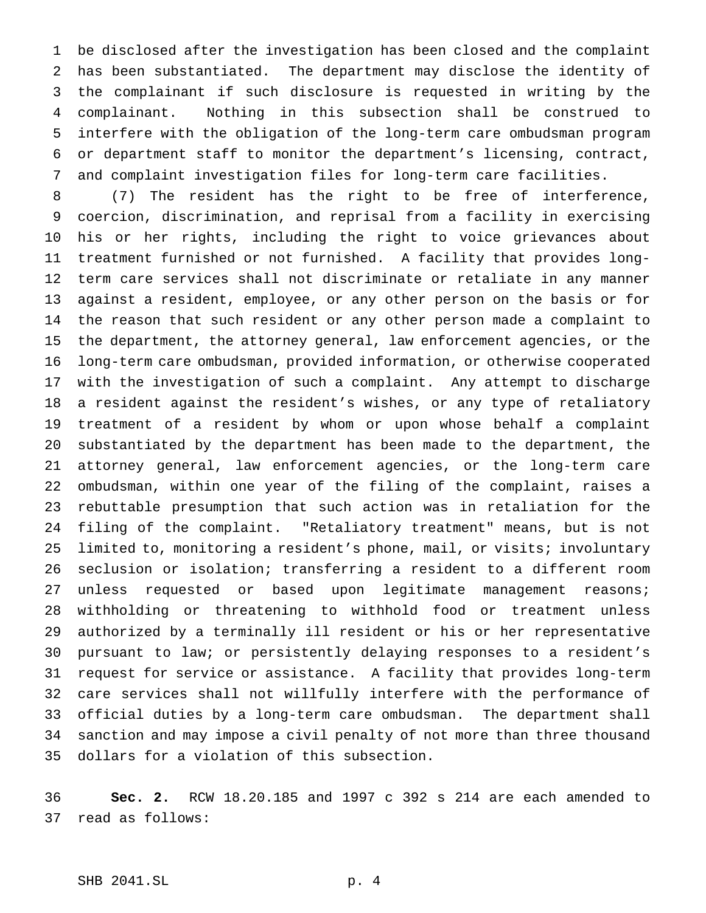be disclosed after the investigation has been closed and the complaint has been substantiated. The department may disclose the identity of the complainant if such disclosure is requested in writing by the complainant. Nothing in this subsection shall be construed to interfere with the obligation of the long-term care ombudsman program or department staff to monitor the department's licensing, contract, and complaint investigation files for long-term care facilities.

(7) The resident has the right to be free of interference, coercion, discrimination, and reprisal from a facility in exercising his or her rights, including the right to voice grievances about treatment furnished or not furnished. A facility that provides long-term care services shall not discriminate or retaliate in any manner against a resident, employee, or any other person on the basis or for the reason that such resident or any other person made a complaint to the department, the attorney general, law enforcement agencies, or the long-term care ombudsman, provided information, or otherwise cooperated with the investigation of such a complaint. Any attempt to discharge a resident against the resident's wishes, or any type of retaliatory treatment of a resident by whom or upon whose behalf a complaint substantiated by the department has been made to the department, the attorney general, law enforcement agencies, or the long-term care ombudsman, within one year of the filing of the complaint, raises a rebuttable presumption that such action was in retaliation for the filing of the complaint. "Retaliatory treatment" means, but is not limited to, monitoring a resident's phone, mail, or visits; involuntary seclusion or isolation; transferring a resident to a different room unless requested or based upon legitimate management reasons; withholding or threatening to withhold food or treatment unless authorized by a terminally ill resident or his or her representative pursuant to law; or persistently delaying responses to a resident's request for service or assistance. A facility that provides long-term care services shall not willfully interfere with the performance of official duties by a long-term care ombudsman. The department shall sanction and may impose a civil penalty of not more than three thousand dollars for a violation of this subsection.

**Sec. 2.** RCW 18.20.185 and 1997 c 392 s 214 are each amended to read as follows: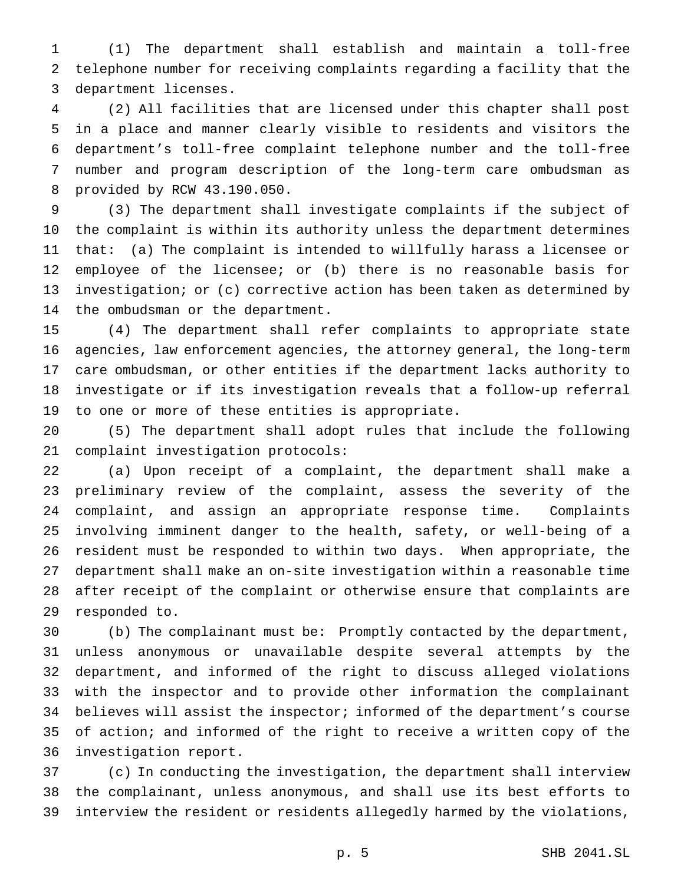(1) The department shall establish and maintain a toll-free telephone number for receiving complaints regarding a facility that the department licenses.

(2) All facilities that are licensed under this chapter shall post in a place and manner clearly visible to residents and visitors the department's toll-free complaint telephone number and the toll-free number and program description of the long-term care ombudsman as provided by RCW 43.190.050.

(3) The department shall investigate complaints if the subject of the complaint is within its authority unless the department determines that: (a) The complaint is intended to willfully harass a licensee or employee of the licensee; or (b) there is no reasonable basis for investigation; or (c) corrective action has been taken as determined by the ombudsman or the department.

(4) The department shall refer complaints to appropriate state agencies, law enforcement agencies, the attorney general, the long-term care ombudsman, or other entities if the department lacks authority to investigate or if its investigation reveals that a follow-up referral to one or more of these entities is appropriate.

(5) The department shall adopt rules that include the following complaint investigation protocols:

(a) Upon receipt of a complaint, the department shall make a preliminary review of the complaint, assess the severity of the complaint, and assign an appropriate response time. Complaints involving imminent danger to the health, safety, or well-being of a resident must be responded to within two days. When appropriate, the department shall make an on-site investigation within a reasonable time after receipt of the complaint or otherwise ensure that complaints are responded to.

(b) The complainant must be: Promptly contacted by the department, unless anonymous or unavailable despite several attempts by the department, and informed of the right to discuss alleged violations with the inspector and to provide other information the complainant believes will assist the inspector; informed of the department's course of action; and informed of the right to receive a written copy of the investigation report.

(c) In conducting the investigation, the department shall interview the complainant, unless anonymous, and shall use its best efforts to interview the resident or residents allegedly harmed by the violations,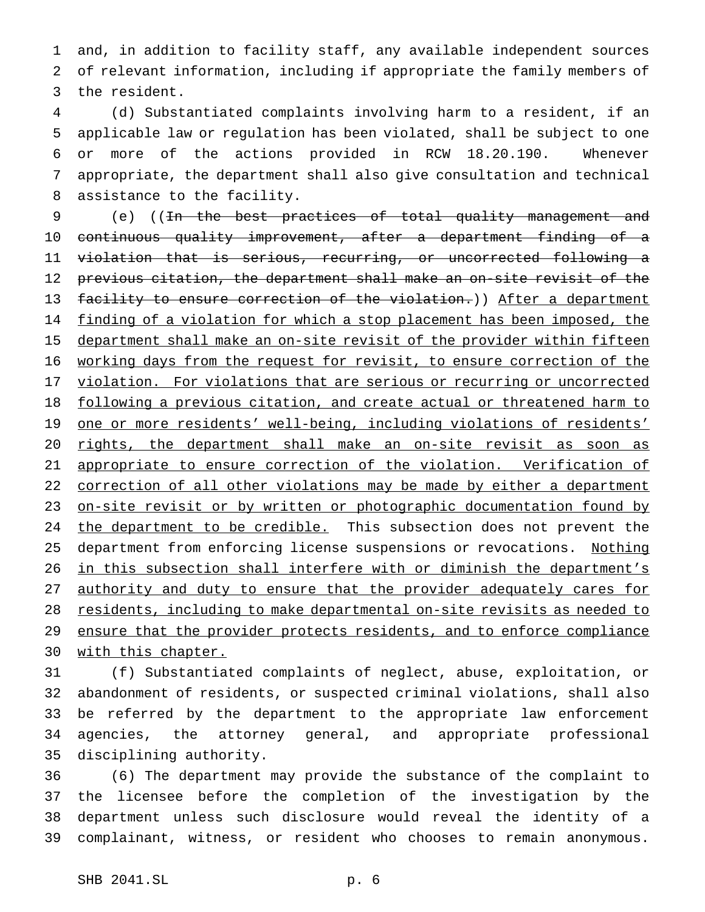and, in addition to facility staff, any available independent sources of relevant information, including if appropriate the family members of the resident.

(d) Substantiated complaints involving harm to a resident, if an applicable law or regulation has been violated, shall be subject to one or more of the actions provided in RCW 18.20.190. Whenever appropriate, the department shall also give consultation and technical assistance to the facility.

(e) ((~~In the best practices of total quality management and continuous quality improvement, after a department finding of a violation that is serious, recurring, or uncorrected following a previous citation, the department shall make an on-site revisit of the facility to ensure correction of the violation.~~)) <u>After a department finding of a violation for which a stop placement has been imposed, the department shall make an on-site revisit of the provider within fifteen working days from the request for revisit, to ensure correction of the violation. For violations that are serious or recurring or uncorrected following a previous citation, and create actual or threatened harm to one or more residents' well-being, including violations of residents' rights, the department shall make an on-site revisit as soon as appropriate to ensure correction of the violation. Verification of correction of all other violations may be made by either a department on-site revisit or by written or photographic documentation found by the department to be credible.</u> This subsection does not prevent the department from enforcing license suspensions or revocations. <u>Nothing in this subsection shall interfere with or diminish the department's authority and duty to ensure that the provider adequately cares for residents, including to make departmental on-site revisits as needed to ensure that the provider protects residents, and to enforce compliance with this chapter.</u>

(f) Substantiated complaints of neglect, abuse, exploitation, or abandonment of residents, or suspected criminal violations, shall also be referred by the department to the appropriate law enforcement agencies, the attorney general, and appropriate professional disciplining authority.

(6) The department may provide the substance of the complaint to the licensee before the completion of the investigation by the department unless such disclosure would reveal the identity of a complainant, witness, or resident who chooses to remain anonymous.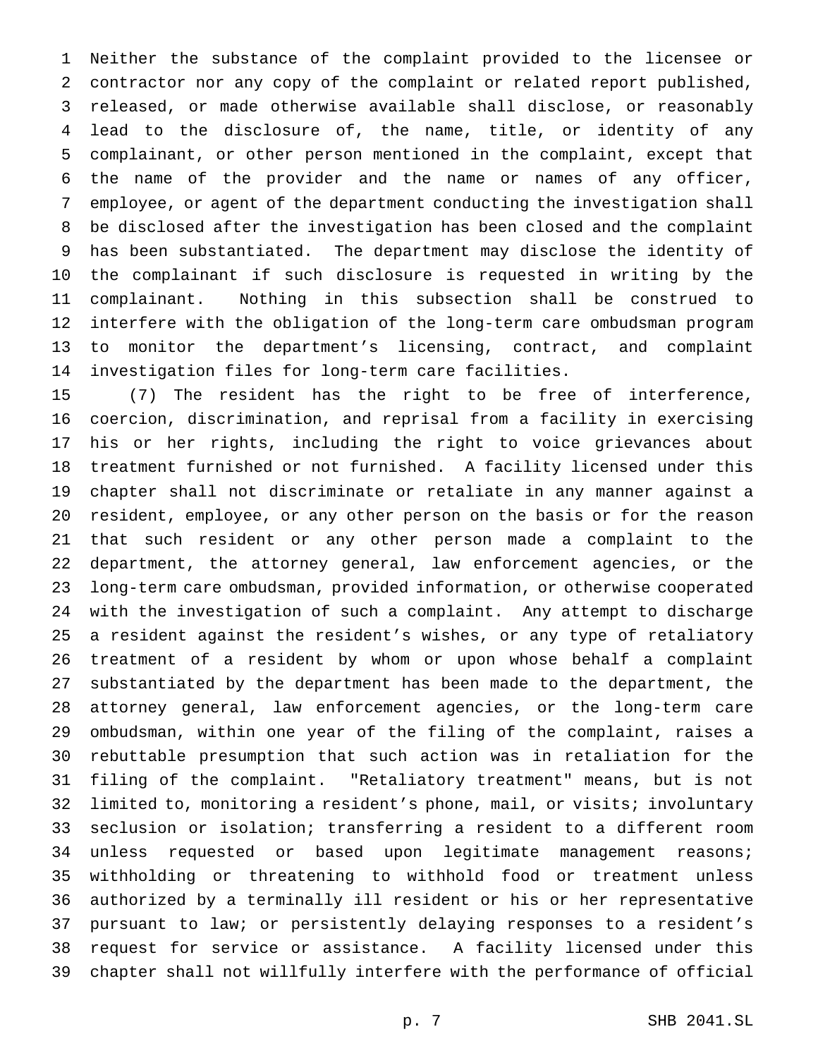Neither the substance of the complaint provided to the licensee or contractor nor any copy of the complaint or related report published, released, or made otherwise available shall disclose, or reasonably lead to the disclosure of, the name, title, or identity of any complainant, or other person mentioned in the complaint, except that the name of the provider and the name or names of any officer, employee, or agent of the department conducting the investigation shall be disclosed after the investigation has been closed and the complaint has been substantiated. The department may disclose the identity of the complainant if such disclosure is requested in writing by the complainant. Nothing in this subsection shall be construed to interfere with the obligation of the long-term care ombudsman program to monitor the department's licensing, contract, and complaint investigation files for long-term care facilities.

(7) The resident has the right to be free of interference, coercion, discrimination, and reprisal from a facility in exercising his or her rights, including the right to voice grievances about treatment furnished or not furnished. A facility licensed under this chapter shall not discriminate or retaliate in any manner against a resident, employee, or any other person on the basis or for the reason that such resident or any other person made a complaint to the department, the attorney general, law enforcement agencies, or the long-term care ombudsman, provided information, or otherwise cooperated with the investigation of such a complaint. Any attempt to discharge a resident against the resident's wishes, or any type of retaliatory treatment of a resident by whom or upon whose behalf a complaint substantiated by the department has been made to the department, the attorney general, law enforcement agencies, or the long-term care ombudsman, within one year of the filing of the complaint, raises a rebuttable presumption that such action was in retaliation for the filing of the complaint. "Retaliatory treatment" means, but is not limited to, monitoring a resident's phone, mail, or visits; involuntary seclusion or isolation; transferring a resident to a different room unless requested or based upon legitimate management reasons; withholding or threatening to withhold food or treatment unless authorized by a terminally ill resident or his or her representative pursuant to law; or persistently delaying responses to a resident's request for service or assistance. A facility licensed under this chapter shall not willfully interfere with the performance of official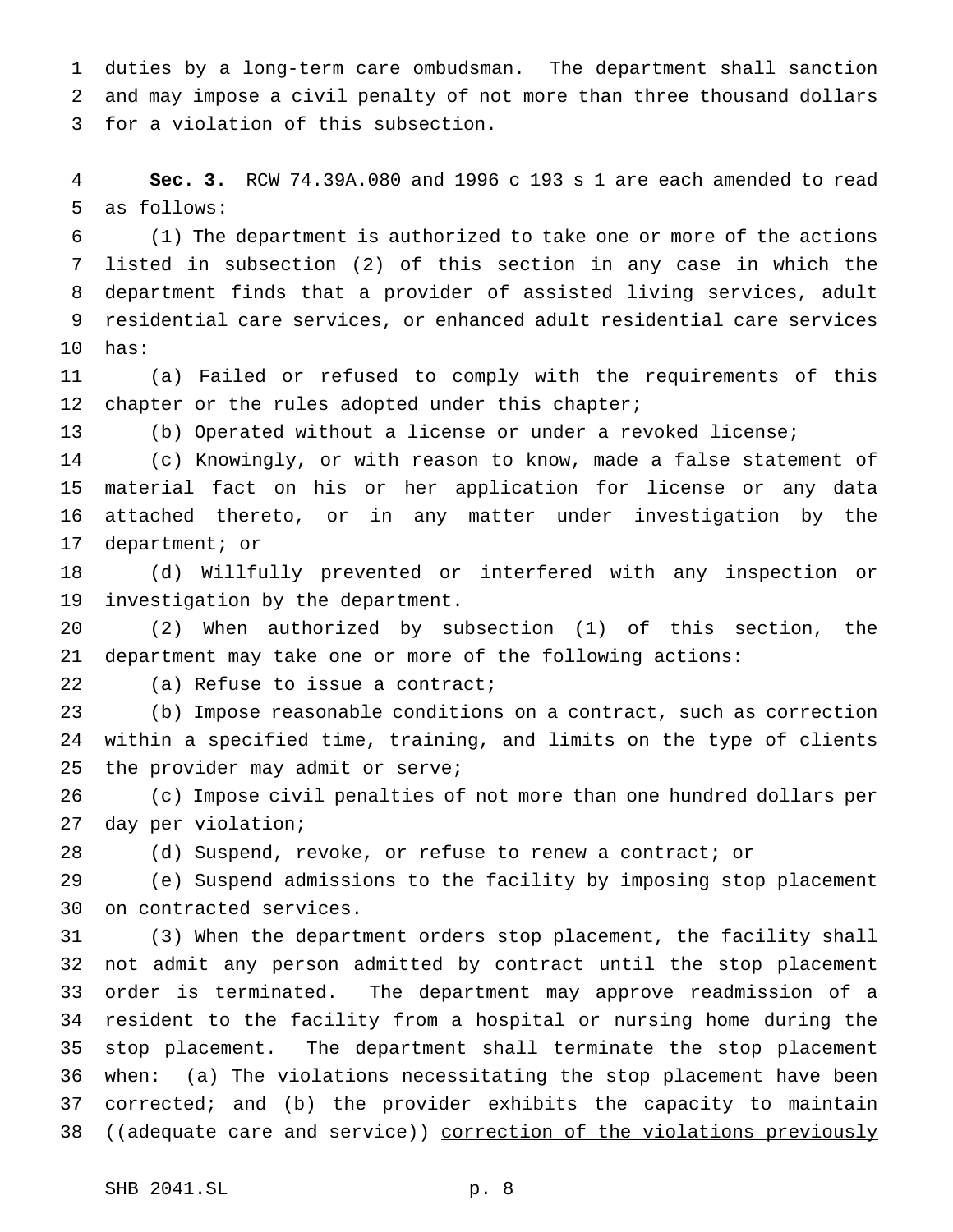duties by a long-term care ombudsman. The department shall sanction and may impose a civil penalty of not more than three thousand dollars for a violation of this subsection.

**Sec. 3.** RCW 74.39A.080 and 1996 c 193 s 1 are each amended to read as follows:

(1) The department is authorized to take one or more of the actions listed in subsection (2) of this section in any case in which the department finds that a provider of assisted living services, adult residential care services, or enhanced adult residential care services has:

(a) Failed or refused to comply with the requirements of this chapter or the rules adopted under this chapter;

(b) Operated without a license or under a revoked license;

(c) Knowingly, or with reason to know, made a false statement of material fact on his or her application for license or any data attached thereto, or in any matter under investigation by the department; or

(d) Willfully prevented or interfered with any inspection or investigation by the department.

(2) When authorized by subsection (1) of this section, the department may take one or more of the following actions:

(a) Refuse to issue a contract;

(b) Impose reasonable conditions on a contract, such as correction within a specified time, training, and limits on the type of clients the provider may admit or serve;

(c) Impose civil penalties of not more than one hundred dollars per day per violation;

(d) Suspend, revoke, or refuse to renew a contract; or

(e) Suspend admissions to the facility by imposing stop placement on contracted services.

(3) When the department orders stop placement, the facility shall not admit any person admitted by contract until the stop placement order is terminated. The department may approve readmission of a resident to the facility from a hospital or nursing home during the stop placement. The department shall terminate the stop placement when: (a) The violations necessitating the stop placement have been corrected; and (b) the provider exhibits the capacity to maintain ((~~adequate care and service~~)) <u>correction of the violations previously</u>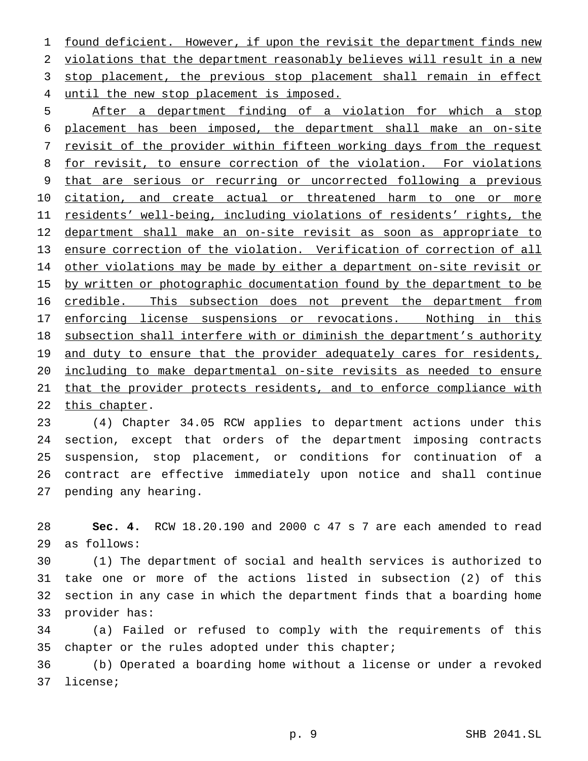found deficient. However, if upon the revisit the department finds new violations that the department reasonably believes will result in a new stop placement, the previous stop placement shall remain in effect until the new stop placement is imposed.

After a department finding of a violation for which a stop placement has been imposed, the department shall make an on-site revisit of the provider within fifteen working days from the request for revisit, to ensure correction of the violation. For violations that are serious or recurring or uncorrected following a previous citation, and create actual or threatened harm to one or more residents' well-being, including violations of residents' rights, the department shall make an on-site revisit as soon as appropriate to ensure correction of the violation. Verification of correction of all other violations may be made by either a department on-site revisit or by written or photographic documentation found by the department to be credible. This subsection does not prevent the department from enforcing license suspensions or revocations. Nothing in this subsection shall interfere with or diminish the department's authority and duty to ensure that the provider adequately cares for residents, including to make departmental on-site revisits as needed to ensure that the provider protects residents, and to enforce compliance with this chapter.

(4) Chapter 34.05 RCW applies to department actions under this section, except that orders of the department imposing contracts suspension, stop placement, or conditions for continuation of a contract are effective immediately upon notice and shall continue pending any hearing.

**Sec. 4.** RCW 18.20.190 and 2000 c 47 s 7 are each amended to read as follows:

(1) The department of social and health services is authorized to take one or more of the actions listed in subsection (2) of this section in any case in which the department finds that a boarding home provider has:

(a) Failed or refused to comply with the requirements of this chapter or the rules adopted under this chapter;

(b) Operated a boarding home without a license or under a revoked license;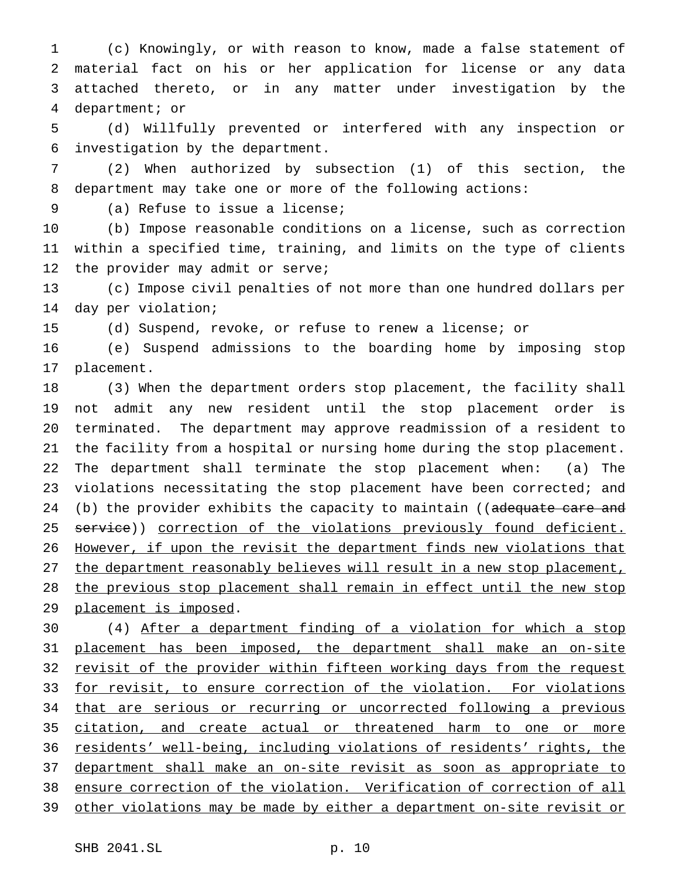(c) Knowingly, or with reason to know, made a false statement of material fact on his or her application for license or any data attached thereto, or in any matter under investigation by the department; or

(d) Willfully prevented or interfered with any inspection or investigation by the department.

(2) When authorized by subsection (1) of this section, the department may take one or more of the following actions:

(a) Refuse to issue a license;

(b) Impose reasonable conditions on a license, such as correction within a specified time, training, and limits on the type of clients the provider may admit or serve;

(c) Impose civil penalties of not more than one hundred dollars per day per violation;

(d) Suspend, revoke, or refuse to renew a license; or

(e) Suspend admissions to the boarding home by imposing stop placement.

(3) When the department orders stop placement, the facility shall not admit any new resident until the stop placement order is terminated. The department may approve readmission of a resident to the facility from a hospital or nursing home during the stop placement. The department shall terminate the stop placement when: (a) The violations necessitating the stop placement have been corrected; and (b) the provider exhibits the capacity to maintain ((~~adequate care and service~~)) <u>correction of the violations previously found deficient. However, if upon the revisit the department finds new violations that the department reasonably believes will result in a new stop placement, the previous stop placement shall remain in effect until the new stop placement is imposed</u>.

(4) <u>After a department finding of a violation for which a stop placement has been imposed, the department shall make an on-site revisit of the provider within fifteen working days from the request for revisit, to ensure correction of the violation. For violations that are serious or recurring or uncorrected following a previous citation, and create actual or threatened harm to one or more residents' well-being, including violations of residents' rights, the department shall make an on-site revisit as soon as appropriate to ensure correction of the violation. Verification of correction of all other violations may be made by either a department on-site revisit or</u>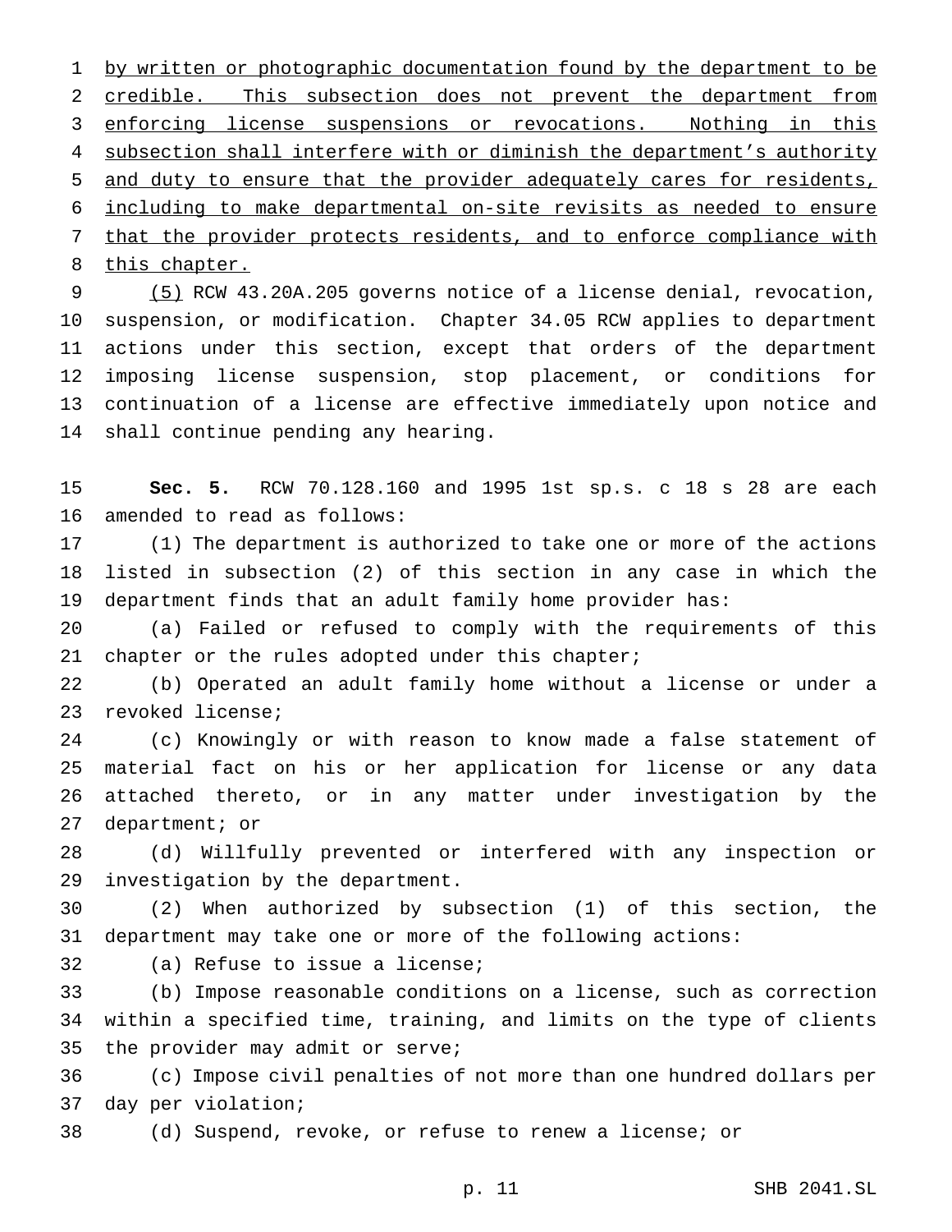<u>by written or photographic documentation found by the department to be credible. This subsection does not prevent the department from enforcing license suspensions or revocations. Nothing in this subsection shall interfere with or diminish the department's authority and duty to ensure that the provider adequately cares for residents, including to make departmental on-site revisits as needed to ensure that the provider protects residents, and to enforce compliance with this chapter.</u>

<u>(5)</u> RCW 43.20A.205 governs notice of a license denial, revocation, suspension, or modification. Chapter 34.05 RCW applies to department actions under this section, except that orders of the department imposing license suspension, stop placement, or conditions for continuation of a license are effective immediately upon notice and shall continue pending any hearing.

**Sec. 5.** RCW 70.128.160 and 1995 1st sp.s. c 18 s 28 are each amended to read as follows:

(1) The department is authorized to take one or more of the actions listed in subsection (2) of this section in any case in which the department finds that an adult family home provider has:

(a) Failed or refused to comply with the requirements of this chapter or the rules adopted under this chapter;

(b) Operated an adult family home without a license or under a revoked license;

(c) Knowingly or with reason to know made a false statement of material fact on his or her application for license or any data attached thereto, or in any matter under investigation by the department; or

(d) Willfully prevented or interfered with any inspection or investigation by the department.

(2) When authorized by subsection (1) of this section, the department may take one or more of the following actions:

(a) Refuse to issue a license;

(b) Impose reasonable conditions on a license, such as correction within a specified time, training, and limits on the type of clients the provider may admit or serve;

(c) Impose civil penalties of not more than one hundred dollars per day per violation;

(d) Suspend, revoke, or refuse to renew a license; or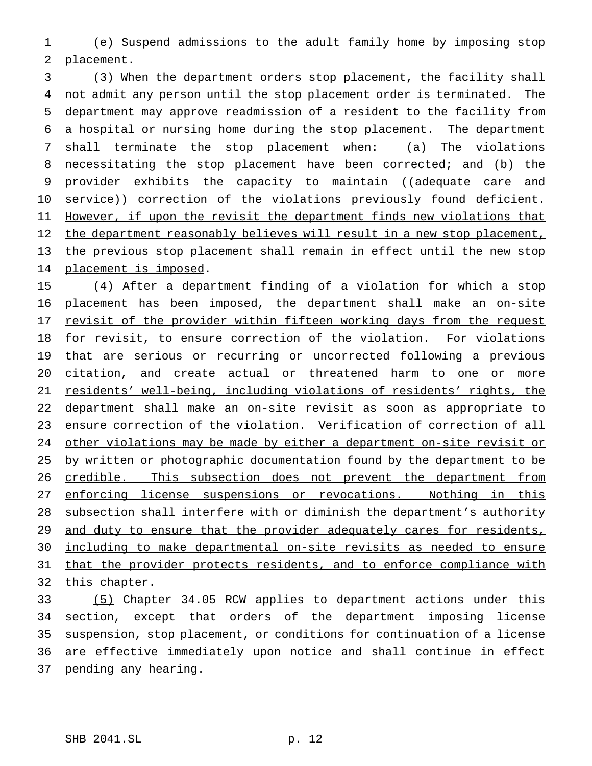(e) Suspend admissions to the adult family home by imposing stop placement.

(3) When the department orders stop placement, the facility shall not admit any person until the stop placement order is terminated. The department may approve readmission of a resident to the facility from a hospital or nursing home during the stop placement. The department shall terminate the stop placement when: (a) The violations necessitating the stop placement have been corrected; and (b) the provider exhibits the capacity to maintain ((~~adequate care and service~~)) <u>correction of the violations previously found deficient. However, if upon the revisit the department finds new violations that the department reasonably believes will result in a new stop placement, the previous stop placement shall remain in effect until the new stop placement is imposed</u>.

(4) <u>After a department finding of a violation for which a stop placement has been imposed, the department shall make an on-site revisit of the provider within fifteen working days from the request for revisit, to ensure correction of the violation. For violations that are serious or recurring or uncorrected following a previous citation, and create actual or threatened harm to one or more residents' well-being, including violations of residents' rights, the department shall make an on-site revisit as soon as appropriate to ensure correction of the violation. Verification of correction of all other violations may be made by either a department on-site revisit or by written or photographic documentation found by the department to be credible. This subsection does not prevent the department from enforcing license suspensions or revocations. Nothing in this subsection shall interfere with or diminish the department's authority and duty to ensure that the provider adequately cares for residents, including to make departmental on-site revisits as needed to ensure that the provider protects residents, and to enforce compliance with this chapter.</u>

<u>(5)</u> Chapter 34.05 RCW applies to department actions under this section, except that orders of the department imposing license suspension, stop placement, or conditions for continuation of a license are effective immediately upon notice and shall continue in effect pending any hearing.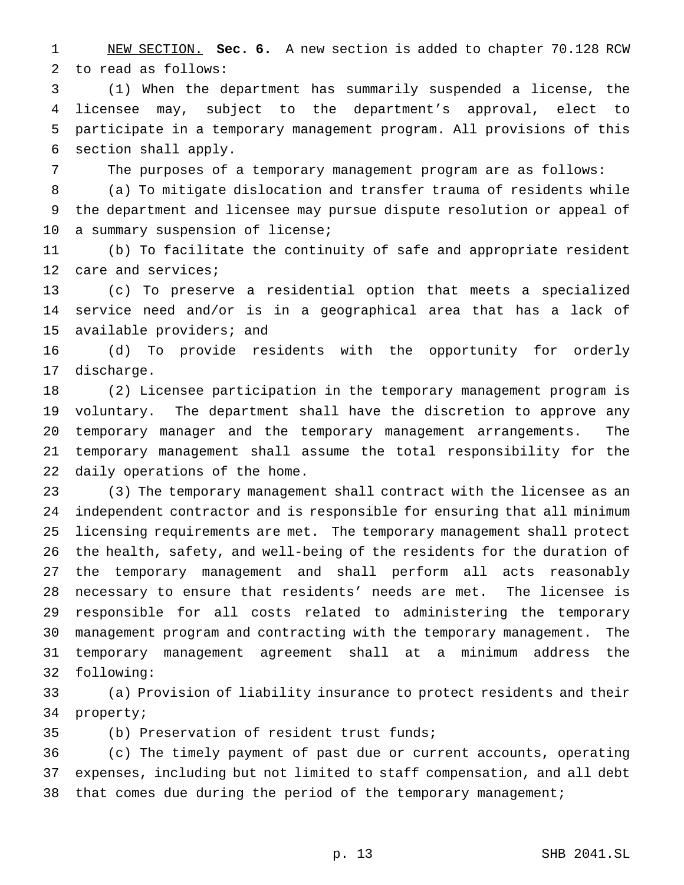NEW SECTION. **Sec. 6.** A new section is added to chapter 70.128 RCW to read as follows:

(1) When the department has summarily suspended a license, the licensee may, subject to the department's approval, elect to participate in a temporary management program. All provisions of this section shall apply.

The purposes of a temporary management program are as follows:

(a) To mitigate dislocation and transfer trauma of residents while the department and licensee may pursue dispute resolution or appeal of a summary suspension of license;

(b) To facilitate the continuity of safe and appropriate resident care and services;

(c) To preserve a residential option that meets a specialized service need and/or is in a geographical area that has a lack of available providers; and

(d) To provide residents with the opportunity for orderly discharge.

(2) Licensee participation in the temporary management program is voluntary. The department shall have the discretion to approve any temporary manager and the temporary management arrangements. The temporary management shall assume the total responsibility for the daily operations of the home.

(3) The temporary management shall contract with the licensee as an independent contractor and is responsible for ensuring that all minimum licensing requirements are met. The temporary management shall protect the health, safety, and well-being of the residents for the duration of the temporary management and shall perform all acts reasonably necessary to ensure that residents' needs are met. The licensee is responsible for all costs related to administering the temporary management program and contracting with the temporary management. The temporary management agreement shall at a minimum address the following:

(a) Provision of liability insurance to protect residents and their property;

(b) Preservation of resident trust funds;

(c) The timely payment of past due or current accounts, operating expenses, including but not limited to staff compensation, and all debt that comes due during the period of the temporary management;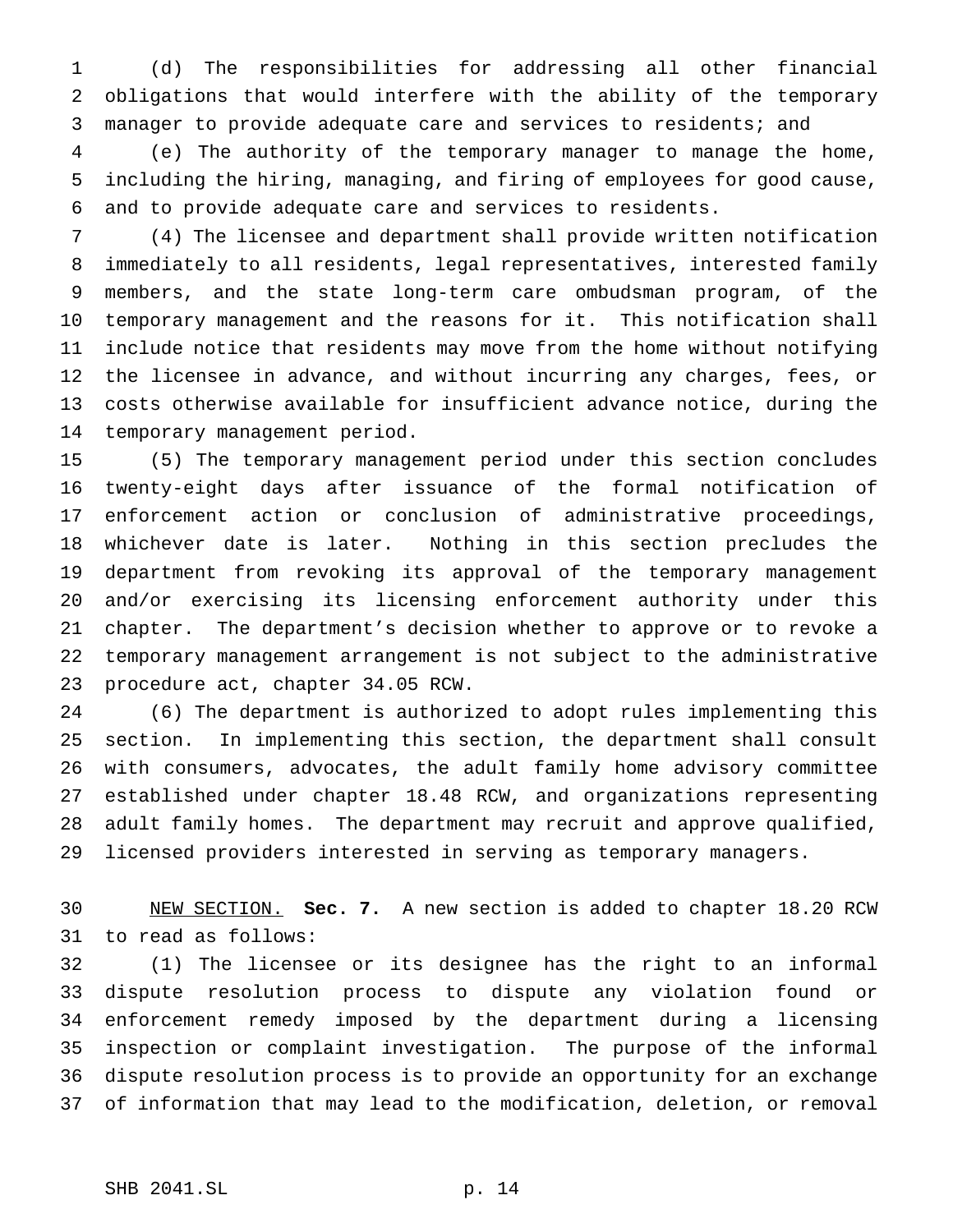(d) The responsibilities for addressing all other financial obligations that would interfere with the ability of the temporary manager to provide adequate care and services to residents; and

(e) The authority of the temporary manager to manage the home, including the hiring, managing, and firing of employees for good cause, and to provide adequate care and services to residents.

(4) The licensee and department shall provide written notification immediately to all residents, legal representatives, interested family members, and the state long-term care ombudsman program, of the temporary management and the reasons for it. This notification shall include notice that residents may move from the home without notifying the licensee in advance, and without incurring any charges, fees, or costs otherwise available for insufficient advance notice, during the temporary management period.

(5) The temporary management period under this section concludes twenty-eight days after issuance of the formal notification of enforcement action or conclusion of administrative proceedings, whichever date is later. Nothing in this section precludes the department from revoking its approval of the temporary management and/or exercising its licensing enforcement authority under this chapter. The department's decision whether to approve or to revoke a temporary management arrangement is not subject to the administrative procedure act, chapter 34.05 RCW.

(6) The department is authorized to adopt rules implementing this section. In implementing this section, the department shall consult with consumers, advocates, the adult family home advisory committee established under chapter 18.48 RCW, and organizations representing adult family homes. The department may recruit and approve qualified, licensed providers interested in serving as temporary managers.

NEW SECTION. **Sec. 7.** A new section is added to chapter 18.20 RCW to read as follows:

(1) The licensee or its designee has the right to an informal dispute resolution process to dispute any violation found or enforcement remedy imposed by the department during a licensing inspection or complaint investigation. The purpose of the informal dispute resolution process is to provide an opportunity for an exchange of information that may lead to the modification, deletion, or removal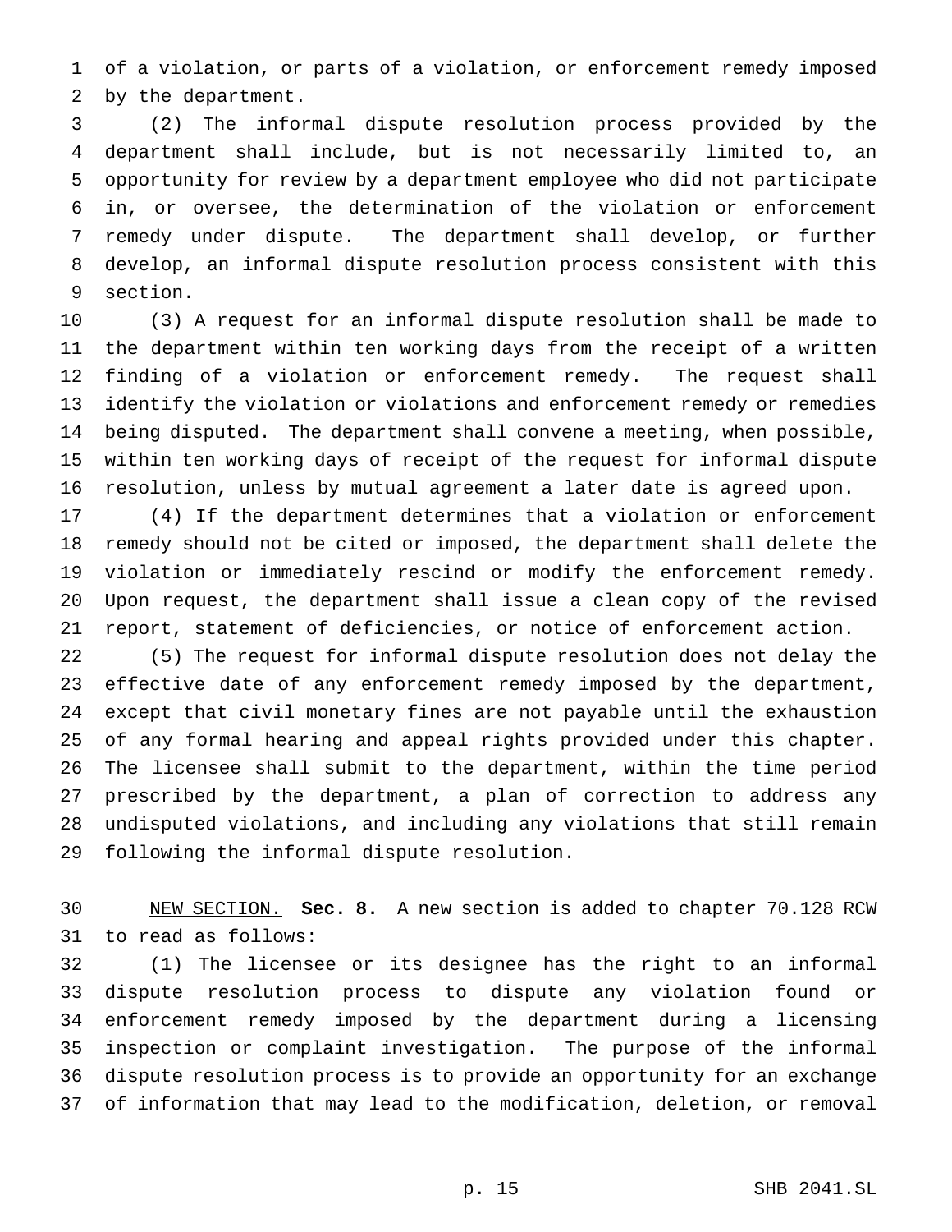of a violation, or parts of a violation, or enforcement remedy imposed by the department.

(2) The informal dispute resolution process provided by the department shall include, but is not necessarily limited to, an opportunity for review by a department employee who did not participate in, or oversee, the determination of the violation or enforcement remedy under dispute. The department shall develop, or further develop, an informal dispute resolution process consistent with this section.

(3) A request for an informal dispute resolution shall be made to the department within ten working days from the receipt of a written finding of a violation or enforcement remedy. The request shall identify the violation or violations and enforcement remedy or remedies being disputed. The department shall convene a meeting, when possible, within ten working days of receipt of the request for informal dispute resolution, unless by mutual agreement a later date is agreed upon.

(4) If the department determines that a violation or enforcement remedy should not be cited or imposed, the department shall delete the violation or immediately rescind or modify the enforcement remedy. Upon request, the department shall issue a clean copy of the revised report, statement of deficiencies, or notice of enforcement action.

(5) The request for informal dispute resolution does not delay the effective date of any enforcement remedy imposed by the department, except that civil monetary fines are not payable until the exhaustion of any formal hearing and appeal rights provided under this chapter. The licensee shall submit to the department, within the time period prescribed by the department, a plan of correction to address any undisputed violations, and including any violations that still remain following the informal dispute resolution.

NEW SECTION. **Sec. 8.** A new section is added to chapter 70.128 RCW to read as follows:

(1) The licensee or its designee has the right to an informal dispute resolution process to dispute any violation found or enforcement remedy imposed by the department during a licensing inspection or complaint investigation. The purpose of the informal dispute resolution process is to provide an opportunity for an exchange of information that may lead to the modification, deletion, or removal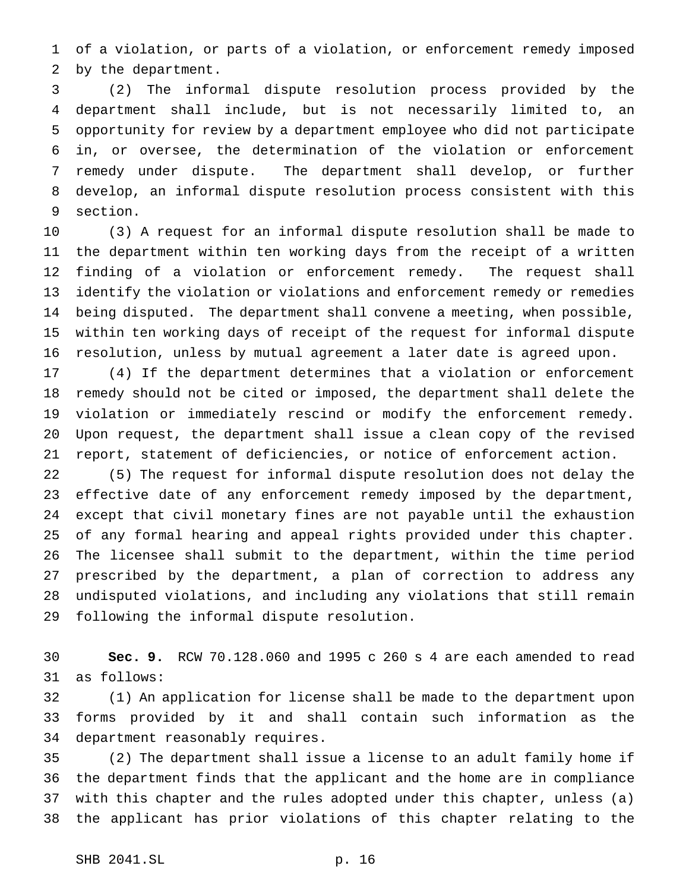of a violation, or parts of a violation, or enforcement remedy imposed by the department.

(2) The informal dispute resolution process provided by the department shall include, but is not necessarily limited to, an opportunity for review by a department employee who did not participate in, or oversee, the determination of the violation or enforcement remedy under dispute. The department shall develop, or further develop, an informal dispute resolution process consistent with this section.

(3) A request for an informal dispute resolution shall be made to the department within ten working days from the receipt of a written finding of a violation or enforcement remedy. The request shall identify the violation or violations and enforcement remedy or remedies being disputed. The department shall convene a meeting, when possible, within ten working days of receipt of the request for informal dispute resolution, unless by mutual agreement a later date is agreed upon.

(4) If the department determines that a violation or enforcement remedy should not be cited or imposed, the department shall delete the violation or immediately rescind or modify the enforcement remedy. Upon request, the department shall issue a clean copy of the revised report, statement of deficiencies, or notice of enforcement action.

(5) The request for informal dispute resolution does not delay the effective date of any enforcement remedy imposed by the department, except that civil monetary fines are not payable until the exhaustion of any formal hearing and appeal rights provided under this chapter. The licensee shall submit to the department, within the time period prescribed by the department, a plan of correction to address any undisputed violations, and including any violations that still remain following the informal dispute resolution.

**Sec. 9.** RCW 70.128.060 and 1995 c 260 s 4 are each amended to read as follows:

(1) An application for license shall be made to the department upon forms provided by it and shall contain such information as the department reasonably requires.

(2) The department shall issue a license to an adult family home if the department finds that the applicant and the home are in compliance with this chapter and the rules adopted under this chapter, unless (a) the applicant has prior violations of this chapter relating to the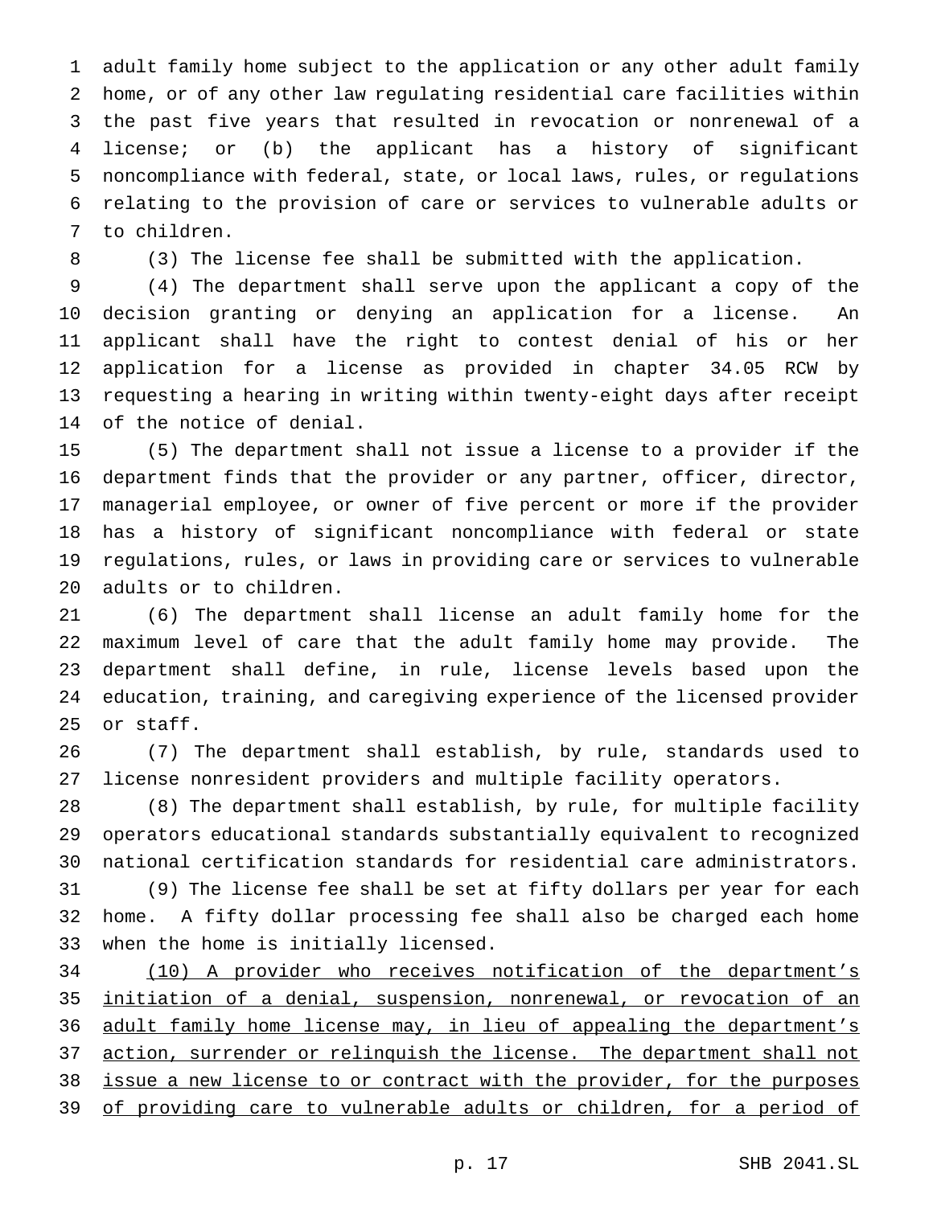adult family home subject to the application or any other adult family home, or of any other law regulating residential care facilities within the past five years that resulted in revocation or nonrenewal of a license; or (b) the applicant has a history of significant noncompliance with federal, state, or local laws, rules, or regulations relating to the provision of care or services to vulnerable adults or to children.

(3) The license fee shall be submitted with the application.

(4) The department shall serve upon the applicant a copy of the decision granting or denying an application for a license. An applicant shall have the right to contest denial of his or her application for a license as provided in chapter 34.05 RCW by requesting a hearing in writing within twenty-eight days after receipt of the notice of denial.

(5) The department shall not issue a license to a provider if the department finds that the provider or any partner, officer, director, managerial employee, or owner of five percent or more if the provider has a history of significant noncompliance with federal or state regulations, rules, or laws in providing care or services to vulnerable adults or to children.

(6) The department shall license an adult family home for the maximum level of care that the adult family home may provide. The department shall define, in rule, license levels based upon the education, training, and caregiving experience of the licensed provider or staff.

(7) The department shall establish, by rule, standards used to license nonresident providers and multiple facility operators.

(8) The department shall establish, by rule, for multiple facility operators educational standards substantially equivalent to recognized national certification standards for residential care administrators.

(9) The license fee shall be set at fifty dollars per year for each home. A fifty dollar processing fee shall also be charged each home when the home is initially licensed.

<u>(10) A provider who receives notification of the department's initiation of a denial, suspension, nonrenewal, or revocation of an adult family home license may, in lieu of appealing the department's action, surrender or relinquish the license. The department shall not issue a new license to or contract with the provider, for the purposes of providing care to vulnerable adults or children, for a period of</u>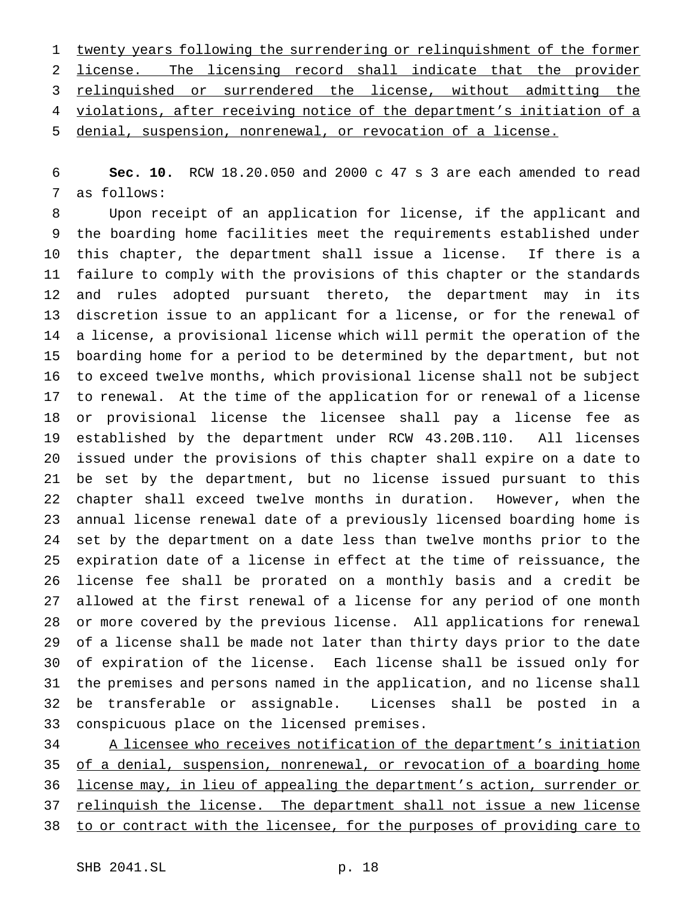twenty years following the surrendering or relinquishment of the former license. The licensing record shall indicate that the provider relinquished or surrendered the license, without admitting the violations, after receiving notice of the department's initiation of a denial, suspension, nonrenewal, or revocation of a license.

**Sec. 10.** RCW 18.20.050 and 2000 c 47 s 3 are each amended to read as follows:

Upon receipt of an application for license, if the applicant and the boarding home facilities meet the requirements established under this chapter, the department shall issue a license. If there is a failure to comply with the provisions of this chapter or the standards and rules adopted pursuant thereto, the department may in its discretion issue to an applicant for a license, or for the renewal of a license, a provisional license which will permit the operation of the boarding home for a period to be determined by the department, but not to exceed twelve months, which provisional license shall not be subject to renewal. At the time of the application for or renewal of a license or provisional license the licensee shall pay a license fee as established by the department under RCW 43.20B.110. All licenses issued under the provisions of this chapter shall expire on a date to be set by the department, but no license issued pursuant to this chapter shall exceed twelve months in duration. However, when the annual license renewal date of a previously licensed boarding home is set by the department on a date less than twelve months prior to the expiration date of a license in effect at the time of reissuance, the license fee shall be prorated on a monthly basis and a credit be allowed at the first renewal of a license for any period of one month or more covered by the previous license. All applications for renewal of a license shall be made not later than thirty days prior to the date of expiration of the license. Each license shall be issued only for the premises and persons named in the application, and no license shall be transferable or assignable. Licenses shall be posted in a conspicuous place on the licensed premises.

A licensee who receives notification of the department's initiation of a denial, suspension, nonrenewal, or revocation of a boarding home license may, in lieu of appealing the department's action, surrender or relinquish the license. The department shall not issue a new license to or contract with the licensee, for the purposes of providing care to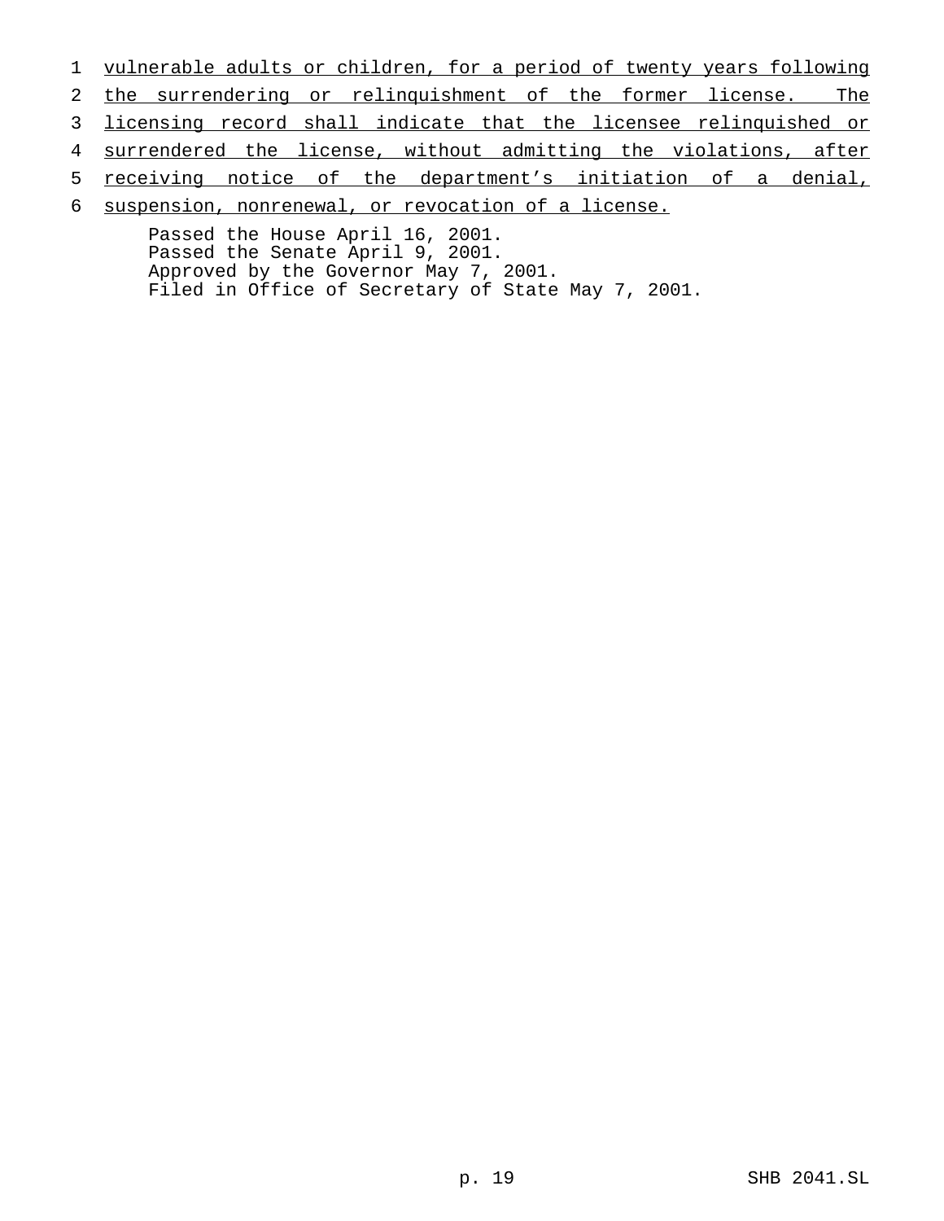vulnerable adults or children, for a period of twenty years following the surrendering or relinquishment of the former license. The licensing record shall indicate that the licensee relinquished or surrendered the license, without admitting the violations, after receiving notice of the department's initiation of a denial, suspension, nonrenewal, or revocation of a license.

Passed the House April 16, 2001.
Passed the Senate April 9, 2001.
Approved by the Governor May 7, 2001.
Filed in Office of Secretary of State May 7, 2001.